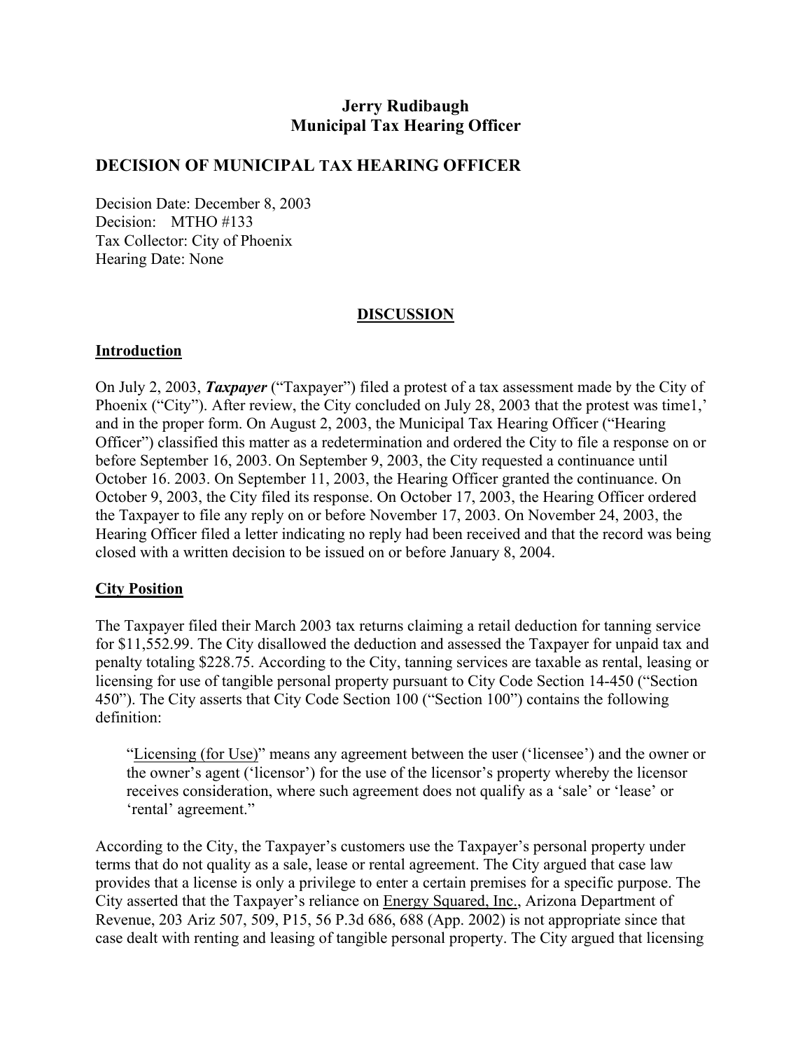**Jerry Rudibaugh**
**Municipal Tax Hearing Officer**

## DECISION OF MUNICIPAL TAX HEARING OFFICER

Decision Date: December 8, 2003
Decision: MTHO #133
Tax Collector: City of Phoenix
Hearing Date: None

### DISCUSSION

### Introduction

On July 2, 2003, ***Taxpayer*** ("Taxpayer") filed a protest of a tax assessment made by the City of Phoenix ("City"). After review, the City concluded on July 28, 2003 that the protest was time1,' and in the proper form. On August 2, 2003, the Municipal Tax Hearing Officer ("Hearing Officer") classified this matter as a redetermination and ordered the City to file a response on or before September 16, 2003. On September 9, 2003, the City requested a continuance until October 16. 2003. On September 11, 2003, the Hearing Officer granted the continuance. On October 9, 2003, the City filed its response. On October 17, 2003, the Hearing Officer ordered the Taxpayer to file any reply on or before November 17, 2003. On November 24, 2003, the Hearing Officer filed a letter indicating no reply had been received and that the record was being closed with a written decision to be issued on or before January 8, 2004.

### City Position

The Taxpayer filed their March 2003 tax returns claiming a retail deduction for tanning service for $11,552.99. The City disallowed the deduction and assessed the Taxpayer for unpaid tax and penalty totaling $228.75. According to the City, tanning services are taxable as rental, leasing or licensing for use of tangible personal property pursuant to City Code Section 14-450 ("Section 450"). The City asserts that City Code Section 100 ("Section 100") contains the following definition:

> "Licensing (for Use)" means any agreement between the user ('licensee') and the owner or the owner's agent ('licensor') for the use of the licensor's property whereby the licensor receives consideration, where such agreement does not qualify as a 'sale' or 'lease' or 'rental' agreement."

According to the City, the Taxpayer's customers use the Taxpayer's personal property under terms that do not quality as a sale, lease or rental agreement. The City argued that case law provides that a license is only a privilege to enter a certain premises for a specific purpose. The City asserted that the Taxpayer's reliance on Energy Squared, Inc., Arizona Department of Revenue, 203 Ariz 507, 509, P15, 56 P.3d 686, 688 (App. 2002) is not appropriate since that case dealt with renting and leasing of tangible personal property. The City argued that licensing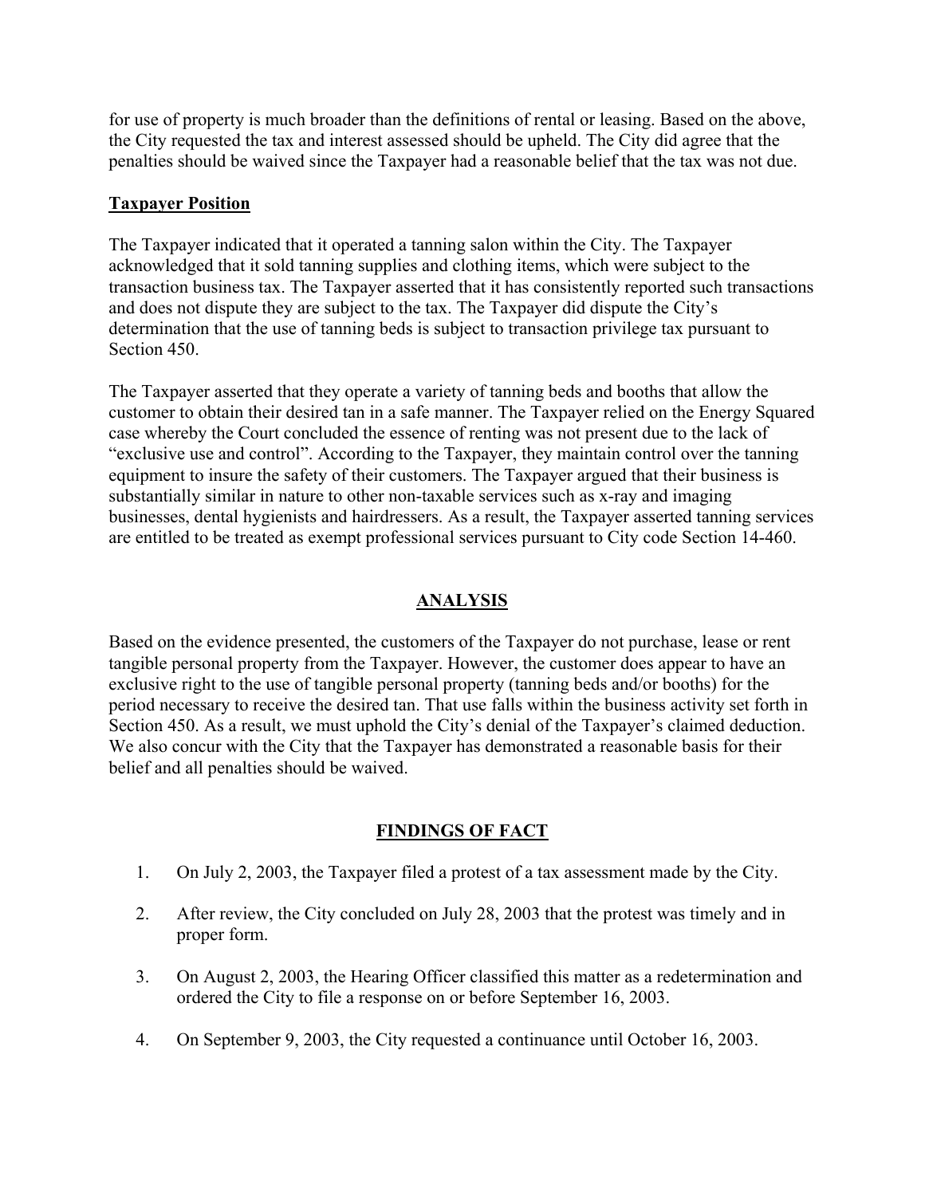for use of property is much broader than the definitions of rental or leasing. Based on the above, the City requested the tax and interest assessed should be upheld. The City did agree that the penalties should be waived since the Taxpayer had a reasonable belief that the tax was not due.

**Taxpayer Position**

The Taxpayer indicated that it operated a tanning salon within the City. The Taxpayer acknowledged that it sold tanning supplies and clothing items, which were subject to the transaction business tax. The Taxpayer asserted that it has consistently reported such transactions and does not dispute they are subject to the tax. The Taxpayer did dispute the City's determination that the use of tanning beds is subject to transaction privilege tax pursuant to Section 450.

The Taxpayer asserted that they operate a variety of tanning beds and booths that allow the customer to obtain their desired tan in a safe manner. The Taxpayer relied on the Energy Squared case whereby the Court concluded the essence of renting was not present due to the lack of "exclusive use and control". According to the Taxpayer, they maintain control over the tanning equipment to insure the safety of their customers. The Taxpayer argued that their business is substantially similar in nature to other non-taxable services such as x-ray and imaging businesses, dental hygienists and hairdressers. As a result, the Taxpayer asserted tanning services are entitled to be treated as exempt professional services pursuant to City code Section 14-460.

## ANALYSIS

Based on the evidence presented, the customers of the Taxpayer do not purchase, lease or rent tangible personal property from the Taxpayer. However, the customer does appear to have an exclusive right to the use of tangible personal property (tanning beds and/or booths) for the period necessary to receive the desired tan. That use falls within the business activity set forth in Section 450. As a result, we must uphold the City's denial of the Taxpayer's claimed deduction. We also concur with the City that the Taxpayer has demonstrated a reasonable basis for their belief and all penalties should be waived.

## FINDINGS OF FACT

1. On July 2, 2003, the Taxpayer filed a protest of a tax assessment made by the City.
2. After review, the City concluded on July 28, 2003 that the protest was timely and in proper form.
3. On August 2, 2003, the Hearing Officer classified this matter as a redetermination and ordered the City to file a response on or before September 16, 2003.
4. On September 9, 2003, the City requested a continuance until October 16, 2003.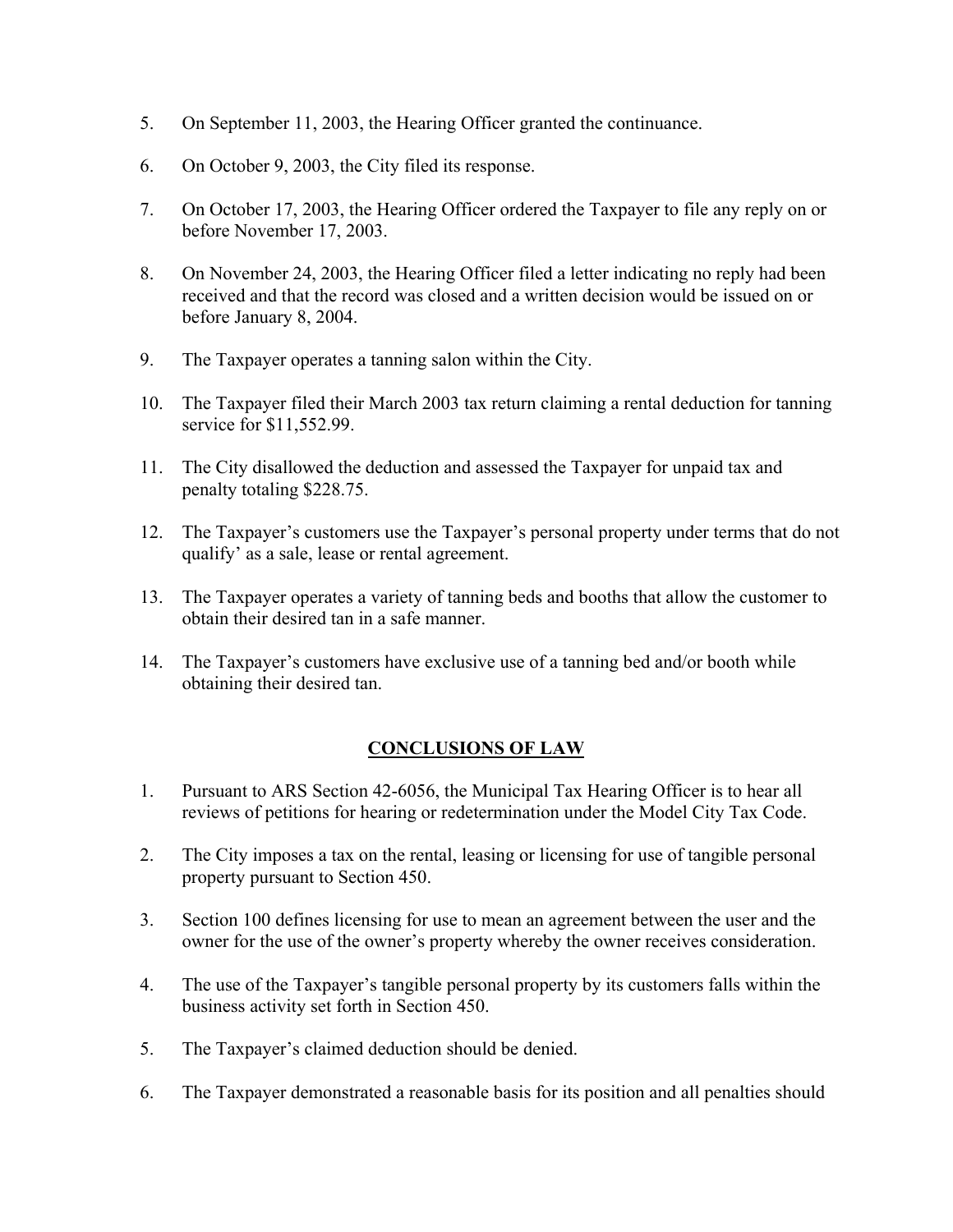5. On September 11, 2003, the Hearing Officer granted the continuance.

6. On October 9, 2003, the City filed its response.

7. On October 17, 2003, the Hearing Officer ordered the Taxpayer to file any reply on or before November 17, 2003.

8. On November 24, 2003, the Hearing Officer filed a letter indicating no reply had been received and that the record was closed and a written decision would be issued on or before January 8, 2004.

9. The Taxpayer operates a tanning salon within the City.

10. The Taxpayer filed their March 2003 tax return claiming a rental deduction for tanning service for $11,552.99.

11. The City disallowed the deduction and assessed the Taxpayer for unpaid tax and penalty totaling $228.75.

12. The Taxpayer's customers use the Taxpayer's personal property under terms that do not qualify' as a sale, lease or rental agreement.

13. The Taxpayer operates a variety of tanning beds and booths that allow the customer to obtain their desired tan in a safe manner.

14. The Taxpayer's customers have exclusive use of a tanning bed and/or booth while obtaining their desired tan.

## CONCLUSIONS OF LAW

1. Pursuant to ARS Section 42-6056, the Municipal Tax Hearing Officer is to hear all reviews of petitions for hearing or redetermination under the Model City Tax Code.

2. The City imposes a tax on the rental, leasing or licensing for use of tangible personal property pursuant to Section 450.

3. Section 100 defines licensing for use to mean an agreement between the user and the owner for the use of the owner's property whereby the owner receives consideration.

4. The use of the Taxpayer's tangible personal property by its customers falls within the business activity set forth in Section 450.

5. The Taxpayer's claimed deduction should be denied.

6. The Taxpayer demonstrated a reasonable basis for its position and all penalties should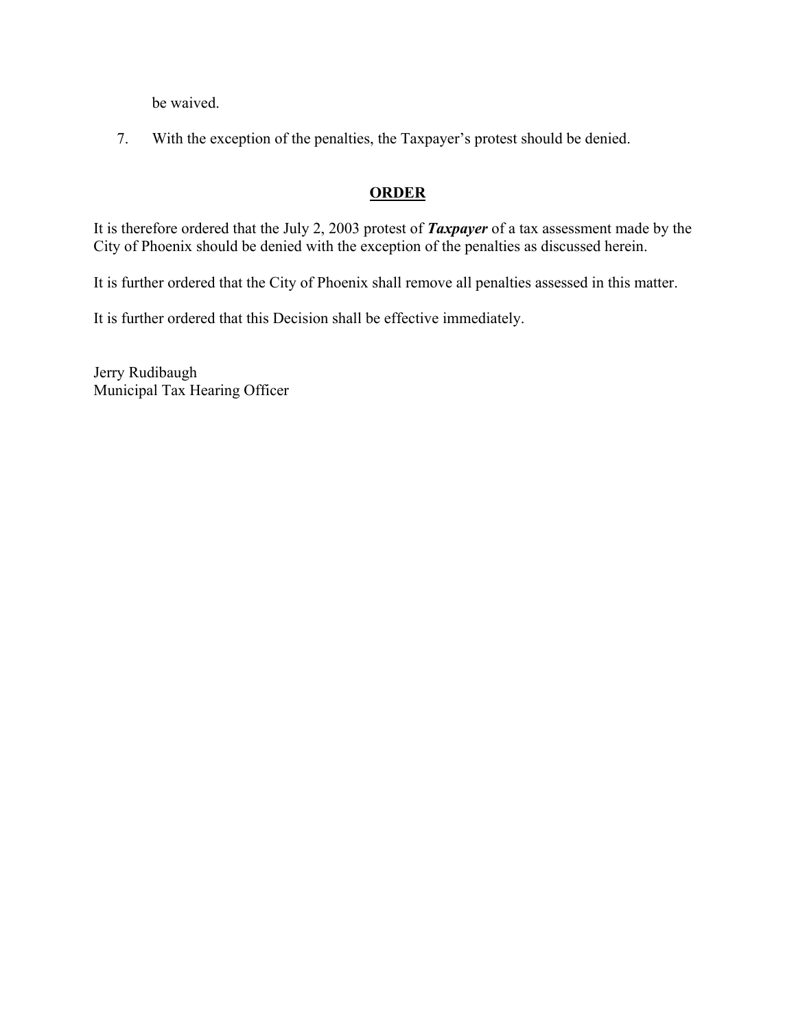be waived.

7. With the exception of the penalties, the Taxpayer's protest should be denied.

## ORDER

It is therefore ordered that the July 2, 2003 protest of ***Taxpayer*** of a tax assessment made by the City of Phoenix should be denied with the exception of the penalties as discussed herein.

It is further ordered that the City of Phoenix shall remove all penalties assessed in this matter.

It is further ordered that this Decision shall be effective immediately.

Jerry Rudibaugh
Municipal Tax Hearing Officer